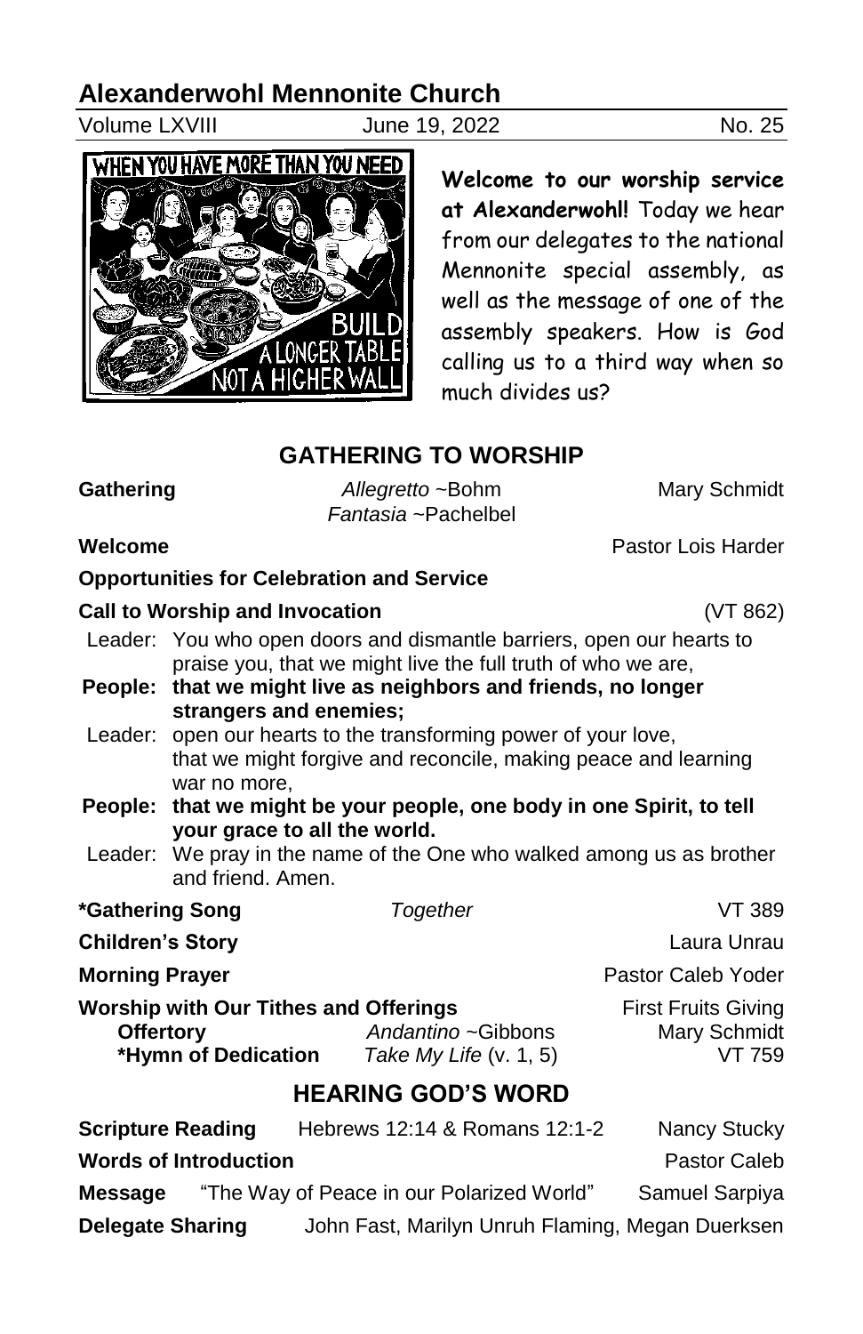# Alexanderwohl Mennonite Church

Volume LXVIII | June 19, 2022 | No. 25

**Welcome to our worship service at Alexanderwohl!** Today we hear from our delegates to the national Mennonite special assembly, as well as the message of one of the assembly speakers. How is God calling us to a third way when so much divides us?

## GATHERING TO WORSHIP

**Gathering** — *Allegretto* ~Bohm, *Fantasia* ~Pachelbel — Mary Schmidt

**Welcome** — Pastor Lois Harder

**Opportunities for Celebration and Service**

**Call to Worship and Invocation** (VT 862)

Leader: You who open doors and dismantle barriers, open our hearts to praise you, that we might live the full truth of who we are,

**People: that we might live as neighbors and friends, no longer strangers and enemies;**

Leader: open our hearts to the transforming power of your love, that we might forgive and reconcile, making peace and learning war no more,

**People: that we might be your people, one body in one Spirit, to tell your grace to all the world.**

Leader: We pray in the name of the One who walked among us as brother and friend. Amen.

**\*Gathering Song** — *Together* — VT 389

**Children's Story** — Laura Unrau

**Morning Prayer** — Pastor Caleb Yoder

**Worship with Our Tithes and Offerings** — First Fruits Giving

**Offertory** — *Andantino* ~Gibbons — Mary Schmidt

**\*Hymn of Dedication** — *Take My Life* (v. 1, 5) — VT 759

## HEARING GOD'S WORD

**Scripture Reading** — Hebrews 12:14 & Romans 12:1-2 — Nancy Stucky

**Words of Introduction** — Pastor Caleb

**Message** — "The Way of Peace in our Polarized World" — Samuel Sarpiya

**Delegate Sharing** — John Fast, Marilyn Unruh Flaming, Megan Duerksen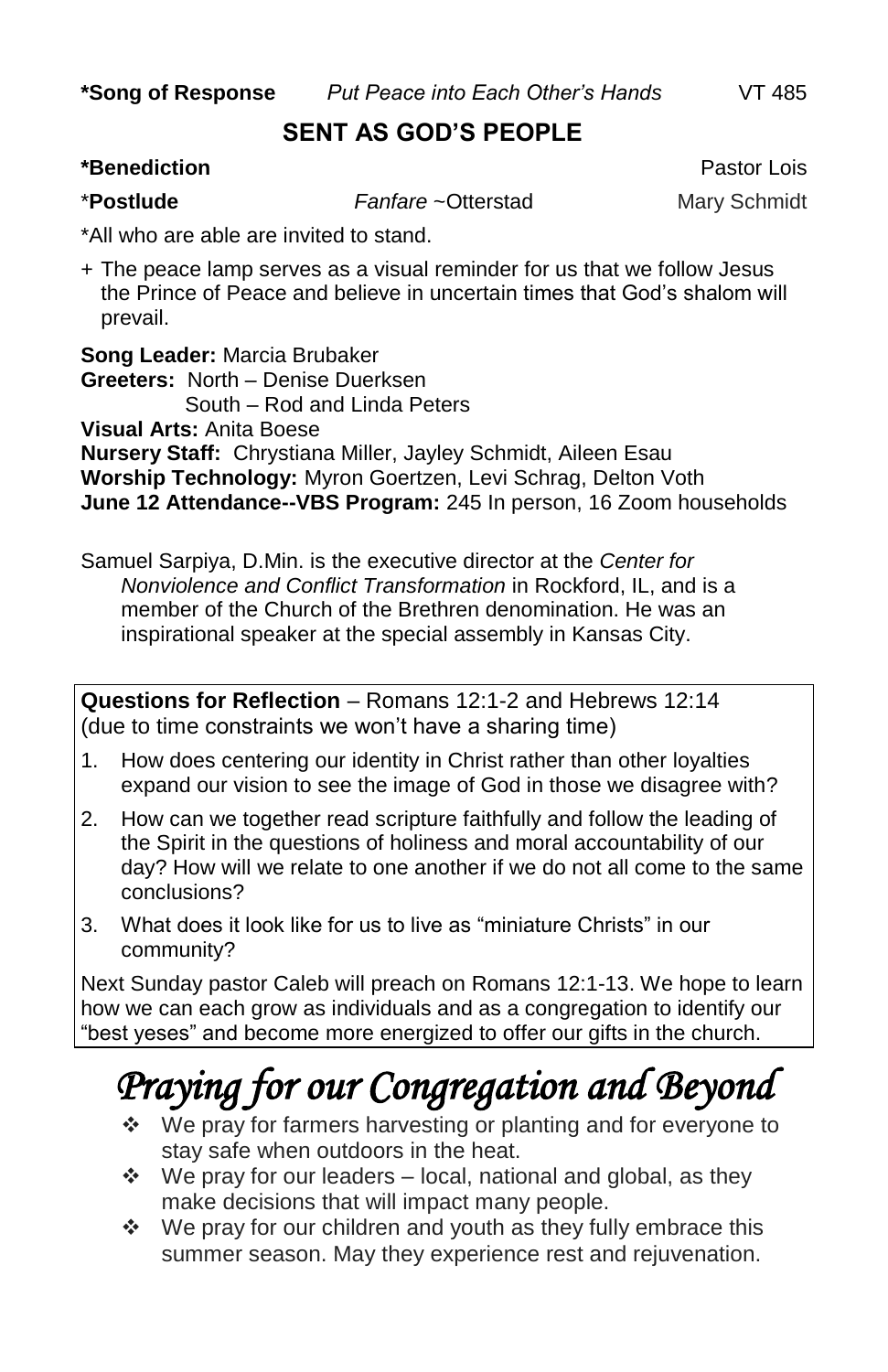**\*Song of Response** *Put Peace into Each Other's Hands* VT 485

## SENT AS GOD'S PEOPLE

**\*Benediction** Pastor Lois

\***Postlude** *Fanfare* ~Otterstad Mary Schmidt

\*All who are able are invited to stand.

\+ The peace lamp serves as a visual reminder for us that we follow Jesus the Prince of Peace and believe in uncertain times that God's shalom will prevail.

**Song Leader:** Marcia Brubaker
**Greeters:** North – Denise Duerksen
South – Rod and Linda Peters
**Visual Arts:** Anita Boese
**Nursery Staff:** Chrystiana Miller, Jayley Schmidt, Aileen Esau
**Worship Technology:** Myron Goertzen, Levi Schrag, Delton Voth
**June 12 Attendance--VBS Program:** 245 In person, 16 Zoom households

Samuel Sarpiya, D.Min. is the executive director at the *Center for Nonviolence and Conflict Transformation* in Rockford, IL, and is a member of the Church of the Brethren denomination. He was an inspirational speaker at the special assembly in Kansas City.

**Questions for Reflection** – Romans 12:1-2 and Hebrews 12:14 (due to time constraints we won't have a sharing time)

1. How does centering our identity in Christ rather than other loyalties expand our vision to see the image of God in those we disagree with?
2. How can we together read scripture faithfully and follow the leading of the Spirit in the questions of holiness and moral accountability of our day? How will we relate to one another if we do not all come to the same conclusions?
3. What does it look like for us to live as "miniature Christs" in our community?

Next Sunday pastor Caleb will preach on Romans 12:1-13. We hope to learn how we can each grow as individuals and as a congregation to identify our "best yeses" and become more energized to offer our gifts in the church.

# *Praying for our Congregation and Beyond*

- We pray for farmers harvesting or planting and for everyone to stay safe when outdoors in the heat.
- We pray for our leaders – local, national and global, as they make decisions that will impact many people.
- We pray for our children and youth as they fully embrace this summer season. May they experience rest and rejuvenation.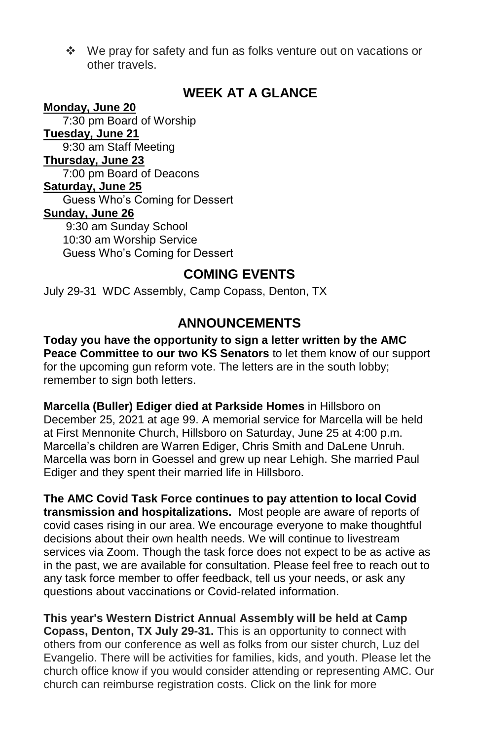- We pray for safety and fun as folks venture out on vacations or other travels.

## WEEK AT A GLANCE

**Monday, June 20**
7:30 pm Board of Worship

**Tuesday, June 21**
9:30 am Staff Meeting

**Thursday, June 23**
7:00 pm Board of Deacons

**Saturday, June 25**
Guess Who's Coming for Dessert

**Sunday, June 26**
9:30 am Sunday School
10:30 am Worship Service
Guess Who's Coming for Dessert

## COMING EVENTS

July 29-31 WDC Assembly, Camp Copass, Denton, TX

## ANNOUNCEMENTS

**Today you have the opportunity to sign a letter written by the AMC Peace Committee to our two KS Senators** to let them know of our support for the upcoming gun reform vote. The letters are in the south lobby; remember to sign both letters.

**Marcella (Buller) Ediger died at Parkside Homes** in Hillsboro on December 25, 2021 at age 99. A memorial service for Marcella will be held at First Mennonite Church, Hillsboro on Saturday, June 25 at 4:00 p.m. Marcella's children are Warren Ediger, Chris Smith and DaLene Unruh. Marcella was born in Goessel and grew up near Lehigh. She married Paul Ediger and they spent their married life in Hillsboro.

**The AMC Covid Task Force continues to pay attention to local Covid transmission and hospitalizations.** Most people are aware of reports of covid cases rising in our area. We encourage everyone to make thoughtful decisions about their own health needs. We will continue to livestream services via Zoom. Though the task force does not expect to be as active as in the past, we are available for consultation. Please feel free to reach out to any task force member to offer feedback, tell us your needs, or ask any questions about vaccinations or Covid-related information.

**This year's Western District Annual Assembly will be held at Camp Copass, Denton, TX July 29-31.** This is an opportunity to connect with others from our conference as well as folks from our sister church, Luz del Evangelio. There will be activities for families, kids, and youth. Please let the church office know if you would consider attending or representing AMC. Our church can reimburse registration costs. Click on the link for more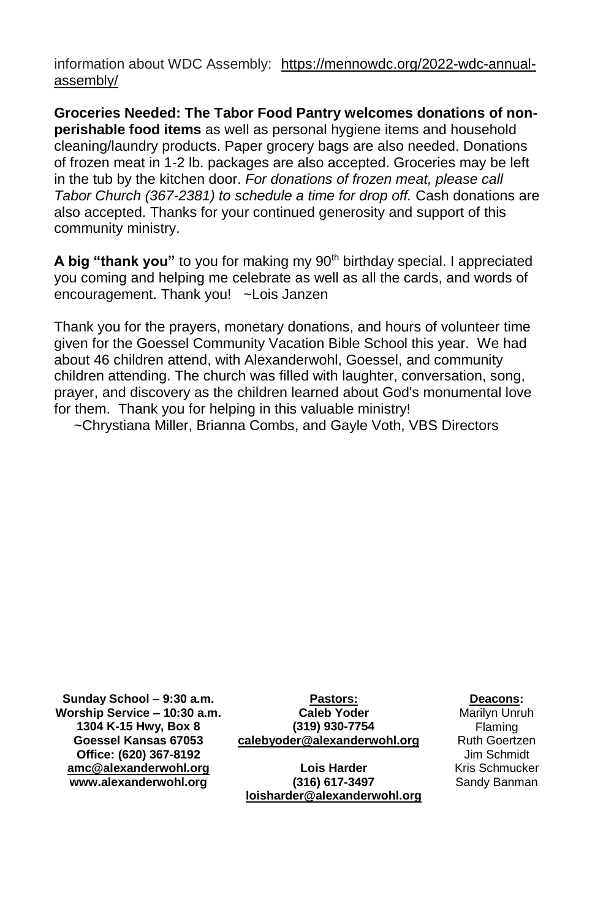information about WDC Assembly: https://mennowdc.org/2022-wdc-annual-assembly/

**Groceries Needed: The Tabor Food Pantry welcomes donations of non-perishable food items** as well as personal hygiene items and household cleaning/laundry products. Paper grocery bags are also needed. Donations of frozen meat in 1-2 lb. packages are also accepted. Groceries may be left in the tub by the kitchen door. *For donations of frozen meat, please call Tabor Church (367-2381) to schedule a time for drop off.* Cash donations are also accepted. Thanks for your continued generosity and support of this community ministry.

**A big "thank you"** to you for making my 90th birthday special. I appreciated you coming and helping me celebrate as well as all the cards, and words of encouragement. Thank you! ~Lois Janzen

Thank you for the prayers, monetary donations, and hours of volunteer time given for the Goessel Community Vacation Bible School this year. We had about 46 children attend, with Alexanderwohl, Goessel, and community children attending. The church was filled with laughter, conversation, song, prayer, and discovery as the children learned about God's monumental love for them. Thank you for helping in this valuable ministry!

~Chrystiana Miller, Brianna Combs, and Gayle Voth, VBS Directors

**Sunday School – 9:30 a.m.**
**Worship Service – 10:30 a.m.**
**1304 K-15 Hwy, Box 8**
**Goessel Kansas 67053**
**Office: (620) 367-8192**
**amc@alexanderwohl.org**
**www.alexanderwohl.org**

**Pastors:**
**Caleb Yoder**
**(319) 930-7754**
**calebyoder@alexanderwohl.org**

**Lois Harder**
**(316) 617-3497**
**loisharder@alexanderwohl.org**

**Deacons:**
Marilyn Unruh Flaming
Ruth Goertzen
Jim Schmidt
Kris Schmucker
Sandy Banman